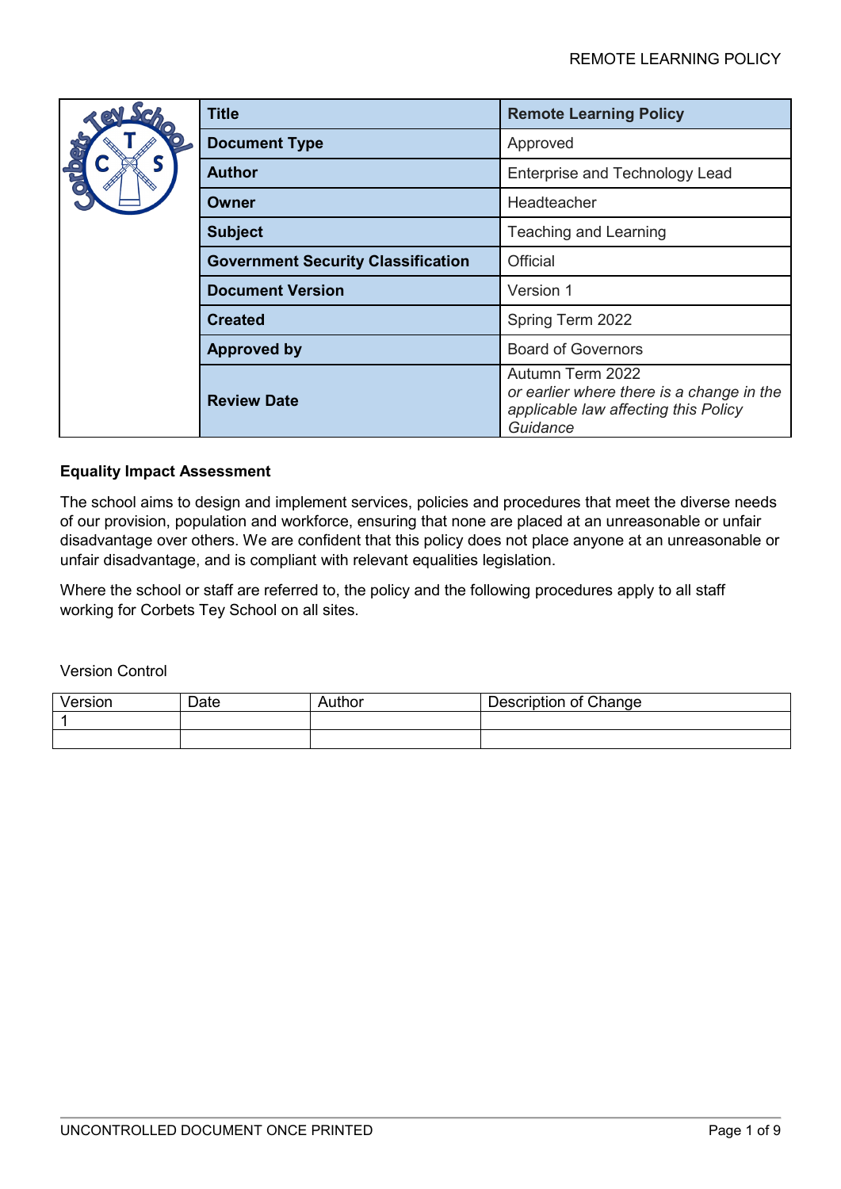| Title | Remote Learning Policy |
|---|---|
| Document Type | Approved |
| Author | Enterprise and Technology Lead |
| Owner | Headteacher |
| Subject | Teaching and Learning |
| Government Security Classification | Official |
| Document Version | Version 1 |
| Created | Spring Term 2022 |
| Approved by | Board of Governors |
| Review Date | Autumn Term 2022 *or earlier where there is a change in the applicable law affecting this Policy Guidance* |

**Equality Impact Assessment**

The school aims to design and implement services, policies and procedures that meet the diverse needs of our provision, population and workforce, ensuring that none are placed at an unreasonable or unfair disadvantage over others. We are confident that this policy does not place anyone at an unreasonable or unfair disadvantage, and is compliant with relevant equalities legislation.

Where the school or staff are referred to, the policy and the following procedures apply to all staff working for Corbets Tey School on all sites.

Version Control

| Version | Date | Author | Description of Change |
|---|---|---|---|
| 1 | | | |
| | | | |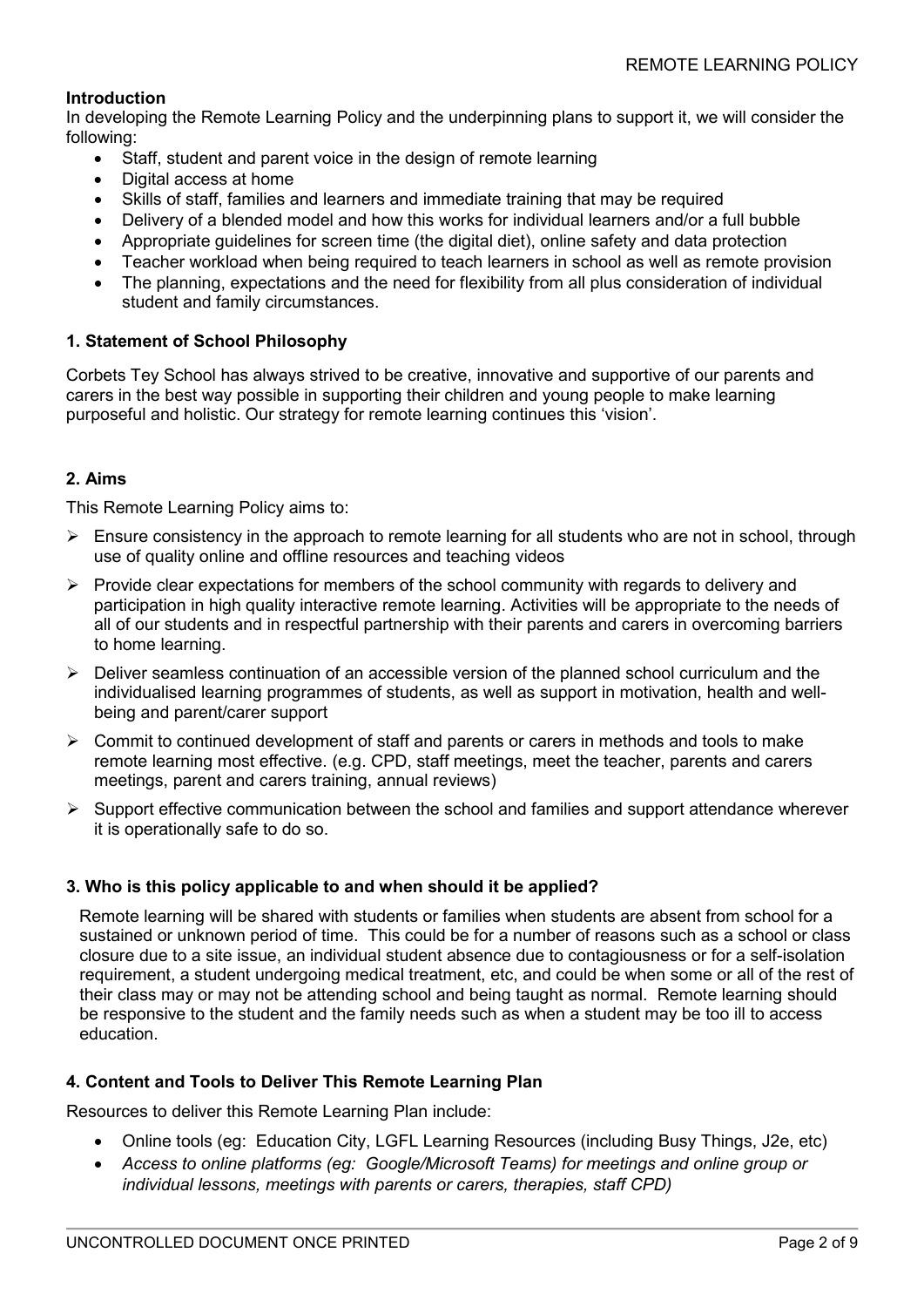## Introduction

In developing the Remote Learning Policy and the underpinning plans to support it, we will consider the following:

- Staff, student and parent voice in the design of remote learning
- Digital access at home
- Skills of staff, families and learners and immediate training that may be required
- Delivery of a blended model and how this works for individual learners and/or a full bubble
- Appropriate guidelines for screen time (the digital diet), online safety and data protection
- Teacher workload when being required to teach learners in school as well as remote provision
- The planning, expectations and the need for flexibility from all plus consideration of individual student and family circumstances.

## 1. Statement of School Philosophy

Corbets Tey School has always strived to be creative, innovative and supportive of our parents and carers in the best way possible in supporting their children and young people to make learning purposeful and holistic. Our strategy for remote learning continues this 'vision'.

## 2. Aims

This Remote Learning Policy aims to:

- Ensure consistency in the approach to remote learning for all students who are not in school, through use of quality online and offline resources and teaching videos
- Provide clear expectations for members of the school community with regards to delivery and participation in high quality interactive remote learning. Activities will be appropriate to the needs of all of our students and in respectful partnership with their parents and carers in overcoming barriers to home learning.
- Deliver seamless continuation of an accessible version of the planned school curriculum and the individualised learning programmes of students, as well as support in motivation, health and well-being and parent/carer support
- Commit to continued development of staff and parents or carers in methods and tools to make remote learning most effective. (e.g. CPD, staff meetings, meet the teacher, parents and carers meetings, parent and carers training, annual reviews)
- Support effective communication between the school and families and support attendance wherever it is operationally safe to do so.

## 3. Who is this policy applicable to and when should it be applied?

Remote learning will be shared with students or families when students are absent from school for a sustained or unknown period of time. This could be for a number of reasons such as a school or class closure due to a site issue, an individual student absence due to contagiousness or for a self-isolation requirement, a student undergoing medical treatment, etc, and could be when some or all of the rest of their class may or may not be attending school and being taught as normal. Remote learning should be responsive to the student and the family needs such as when a student may be too ill to access education.

## 4. Content and Tools to Deliver This Remote Learning Plan

Resources to deliver this Remote Learning Plan include:

- Online tools (eg: Education City, LGFL Learning Resources (including Busy Things, J2e, etc)
- *Access to online platforms (eg: Google/Microsoft Teams) for meetings and online group or individual lessons, meetings with parents or carers, therapies, staff CPD)*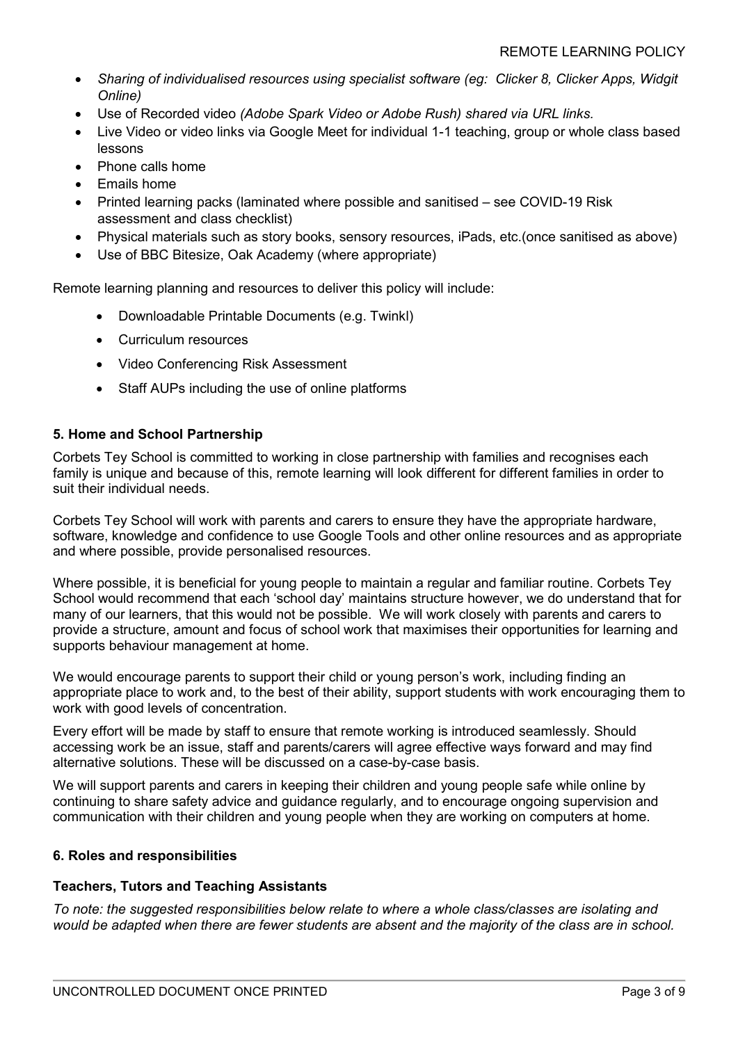- *Sharing of individualised resources using specialist software (eg: Clicker 8, Clicker Apps, Widgit Online)*
- Use of Recorded video *(Adobe Spark Video or Adobe Rush) shared via URL links.*
- Live Video or video links via Google Meet for individual 1-1 teaching, group or whole class based lessons
- Phone calls home
- Emails home
- Printed learning packs (laminated where possible and sanitised – see COVID-19 Risk assessment and class checklist)
- Physical materials such as story books, sensory resources, iPads, etc.(once sanitised as above)
- Use of BBC Bitesize, Oak Academy (where appropriate)

Remote learning planning and resources to deliver this policy will include:

- Downloadable Printable Documents (e.g. Twinkl)
- Curriculum resources
- Video Conferencing Risk Assessment
- Staff AUPs including the use of online platforms

### 5. Home and School Partnership

Corbets Tey School is committed to working in close partnership with families and recognises each family is unique and because of this, remote learning will look different for different families in order to suit their individual needs.

Corbets Tey School will work with parents and carers to ensure they have the appropriate hardware, software, knowledge and confidence to use Google Tools and other online resources and as appropriate and where possible, provide personalised resources.

Where possible, it is beneficial for young people to maintain a regular and familiar routine. Corbets Tey School would recommend that each 'school day' maintains structure however, we do understand that for many of our learners, that this would not be possible. We will work closely with parents and carers to provide a structure, amount and focus of school work that maximises their opportunities for learning and supports behaviour management at home.

We would encourage parents to support their child or young person's work, including finding an appropriate place to work and, to the best of their ability, support students with work encouraging them to work with good levels of concentration.

Every effort will be made by staff to ensure that remote working is introduced seamlessly. Should accessing work be an issue, staff and parents/carers will agree effective ways forward and may find alternative solutions. These will be discussed on a case-by-case basis.

We will support parents and carers in keeping their children and young people safe while online by continuing to share safety advice and guidance regularly, and to encourage ongoing supervision and communication with their children and young people when they are working on computers at home.

### 6. Roles and responsibilities

#### Teachers, Tutors and Teaching Assistants

*To note: the suggested responsibilities below relate to where a whole class/classes are isolating and would be adapted when there are fewer students are absent and the majority of the class are in school.*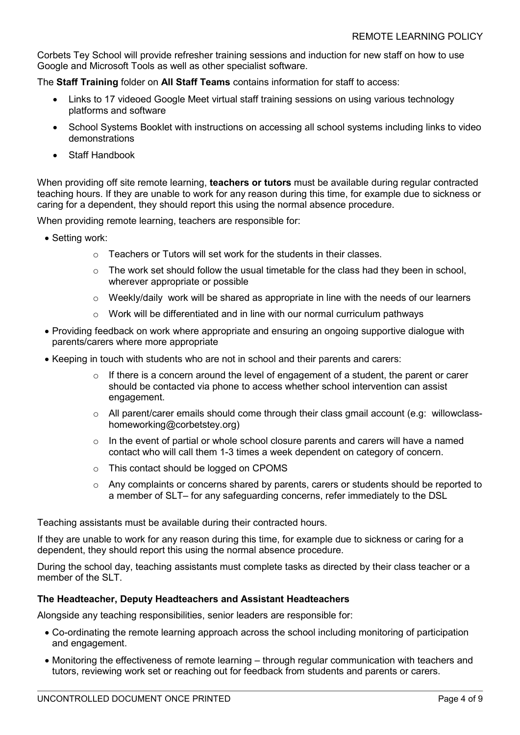Corbets Tey School will provide refresher training sessions and induction for new staff on how to use Google and Microsoft Tools as well as other specialist software.

The **Staff Training** folder on **All Staff Teams** contains information for staff to access:

- Links to 17 videoed Google Meet virtual staff training sessions on using various technology platforms and software
- School Systems Booklet with instructions on accessing all school systems including links to video demonstrations
- Staff Handbook

When providing off site remote learning, **teachers or tutors** must be available during regular contracted teaching hours. If they are unable to work for any reason during this time, for example due to sickness or caring for a dependent, they should report this using the normal absence procedure.

When providing remote learning, teachers are responsible for:

- Setting work:
  - Teachers or Tutors will set work for the students in their classes.
  - The work set should follow the usual timetable for the class had they been in school, wherever appropriate or possible
  - Weekly/daily work will be shared as appropriate in line with the needs of our learners
  - Work will be differentiated and in line with our normal curriculum pathways
- Providing feedback on work where appropriate and ensuring an ongoing supportive dialogue with parents/carers where more appropriate
- Keeping in touch with students who are not in school and their parents and carers:
  - If there is a concern around the level of engagement of a student, the parent or carer should be contacted via phone to access whether school intervention can assist engagement.
  - All parent/carer emails should come through their class gmail account (e.g: willowclass-homeworking@corbetstey.org)
  - In the event of partial or whole school closure parents and carers will have a named contact who will call them 1-3 times a week dependent on category of concern.
  - This contact should be logged on CPOMS
  - Any complaints or concerns shared by parents, carers or students should be reported to a member of SLT– for any safeguarding concerns, refer immediately to the DSL

Teaching assistants must be available during their contracted hours.

If they are unable to work for any reason during this time, for example due to sickness or caring for a dependent, they should report this using the normal absence procedure.

During the school day, teaching assistants must complete tasks as directed by their class teacher or a member of the SLT.

**The Headteacher, Deputy Headteachers and Assistant Headteachers**

Alongside any teaching responsibilities, senior leaders are responsible for:

- Co-ordinating the remote learning approach across the school including monitoring of participation and engagement.
- Monitoring the effectiveness of remote learning – through regular communication with teachers and tutors, reviewing work set or reaching out for feedback from students and parents or carers.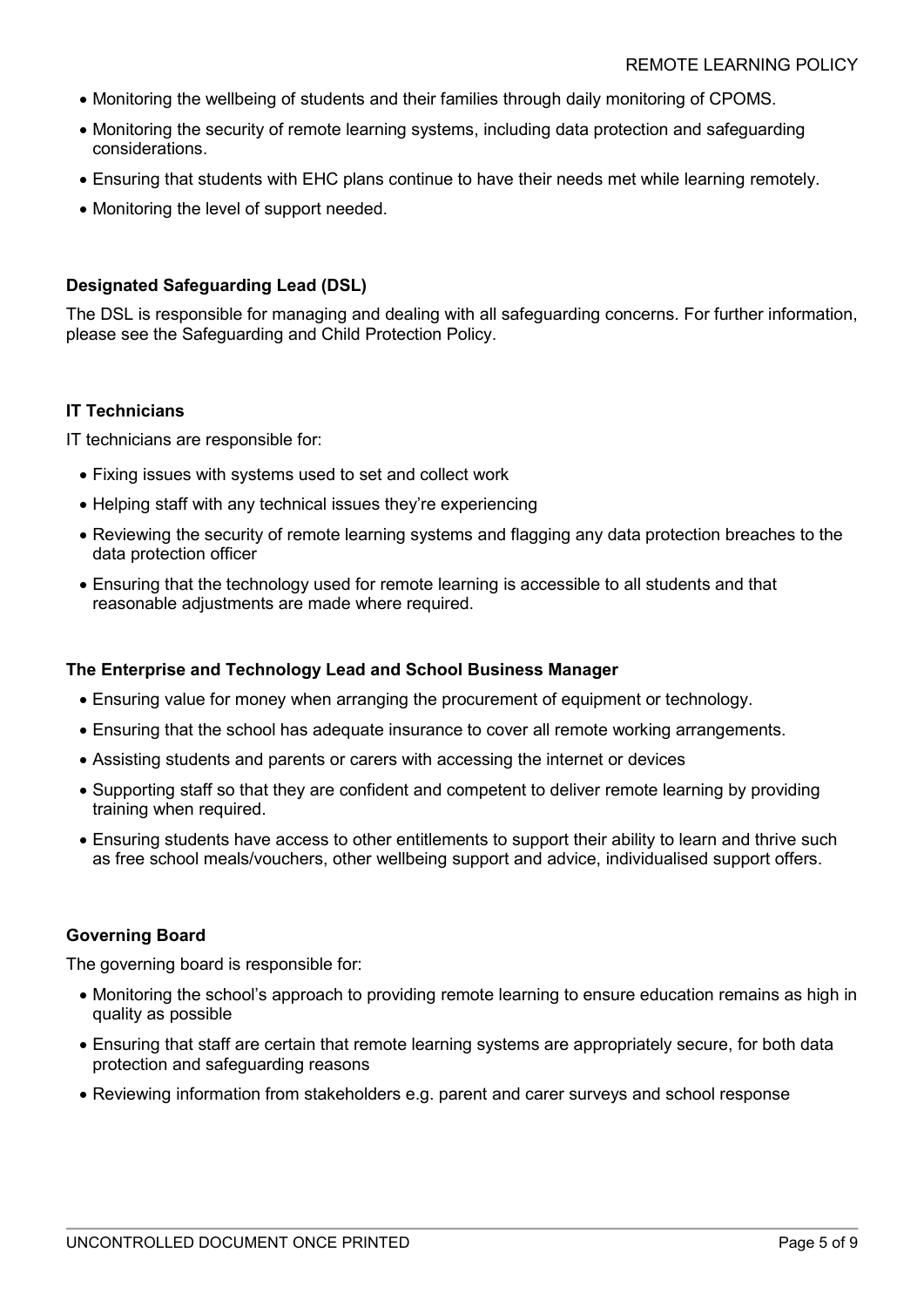- Monitoring the wellbeing of students and their families through daily monitoring of CPOMS.
- Monitoring the security of remote learning systems, including data protection and safeguarding considerations.
- Ensuring that students with EHC plans continue to have their needs met while learning remotely.
- Monitoring the level of support needed.

**Designated Safeguarding Lead (DSL)**

The DSL is responsible for managing and dealing with all safeguarding concerns. For further information, please see the Safeguarding and Child Protection Policy.

**IT Technicians**

IT technicians are responsible for:

- Fixing issues with systems used to set and collect work
- Helping staff with any technical issues they're experiencing
- Reviewing the security of remote learning systems and flagging any data protection breaches to the data protection officer
- Ensuring that the technology used for remote learning is accessible to all students and that reasonable adjustments are made where required.

**The Enterprise and Technology Lead and School Business Manager**

- Ensuring value for money when arranging the procurement of equipment or technology.
- Ensuring that the school has adequate insurance to cover all remote working arrangements.
- Assisting students and parents or carers with accessing the internet or devices
- Supporting staff so that they are confident and competent to deliver remote learning by providing training when required.
- Ensuring students have access to other entitlements to support their ability to learn and thrive such as free school meals/vouchers, other wellbeing support and advice, individualised support offers.

**Governing Board**

The governing board is responsible for:

- Monitoring the school's approach to providing remote learning to ensure education remains as high in quality as possible
- Ensuring that staff are certain that remote learning systems are appropriately secure, for both data protection and safeguarding reasons
- Reviewing information from stakeholders e.g. parent and carer surveys and school response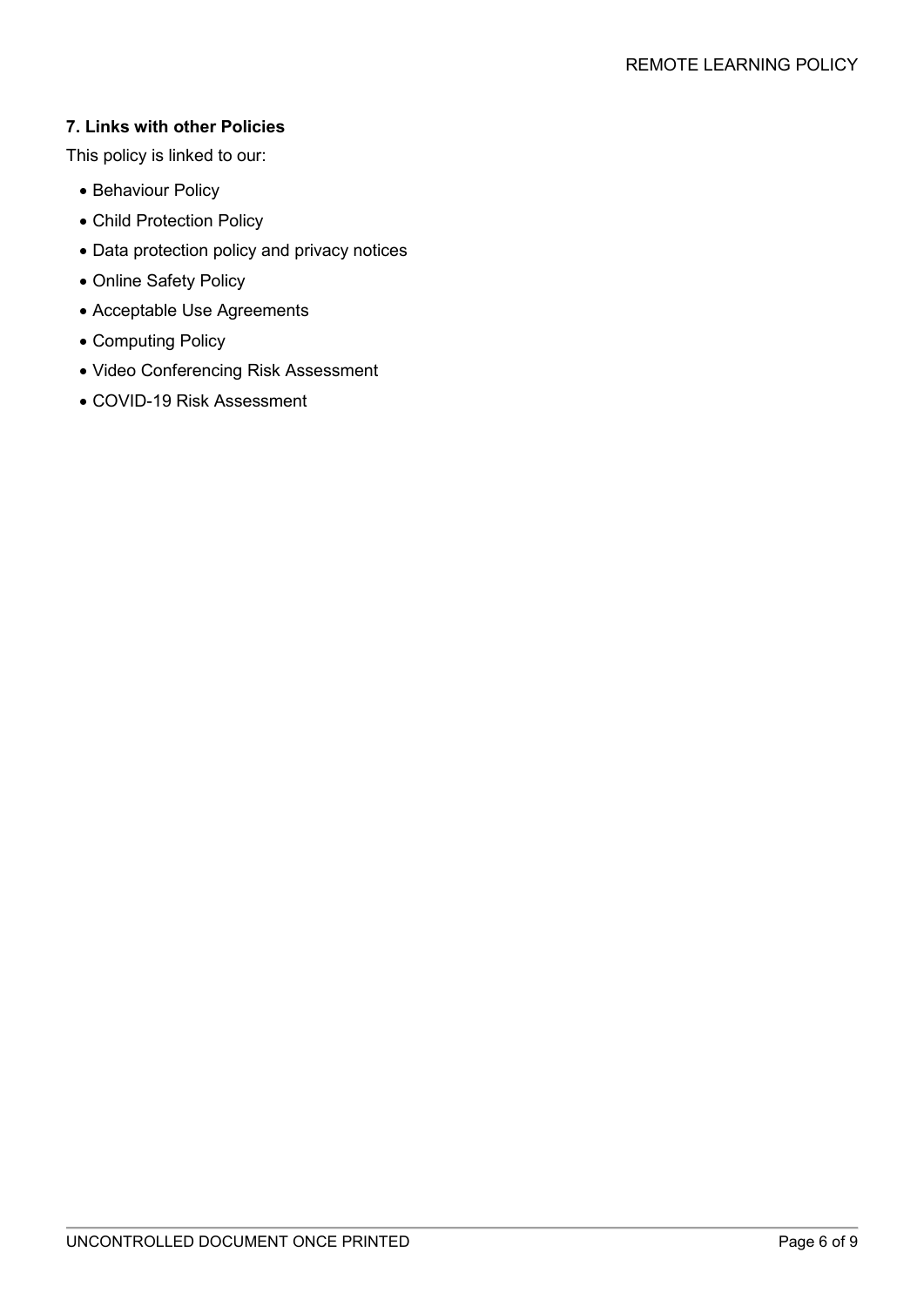### 7. Links with other Policies

This policy is linked to our:

- Behaviour Policy
- Child Protection Policy
- Data protection policy and privacy notices
- Online Safety Policy
- Acceptable Use Agreements
- Computing Policy
- Video Conferencing Risk Assessment
- COVID-19 Risk Assessment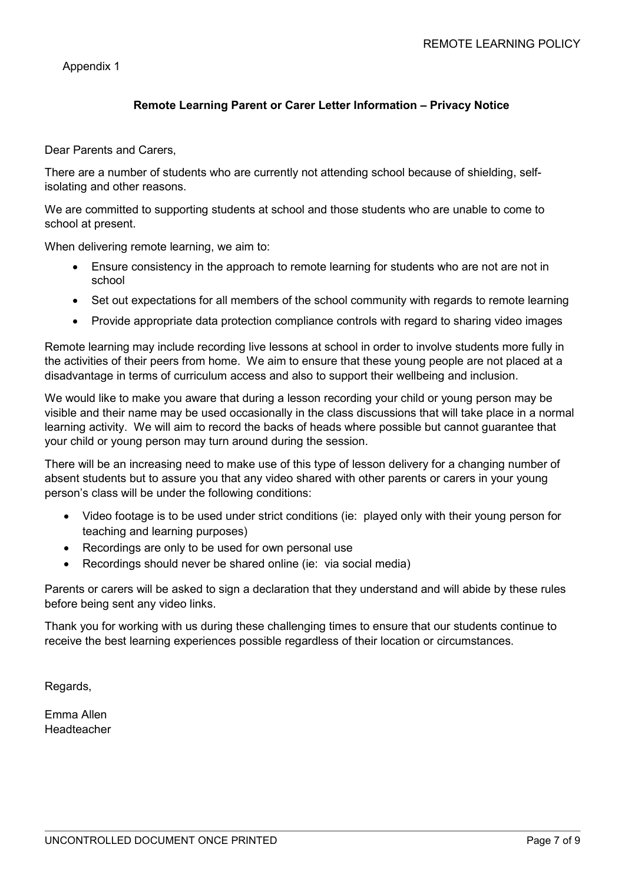Appendix 1

**Remote Learning Parent or Carer Letter Information – Privacy Notice**

Dear Parents and Carers,

There are a number of students who are currently not attending school because of shielding, self-isolating and other reasons.

We are committed to supporting students at school and those students who are unable to come to school at present.

When delivering remote learning, we aim to:

- Ensure consistency in the approach to remote learning for students who are not are not in school
- Set out expectations for all members of the school community with regards to remote learning
- Provide appropriate data protection compliance controls with regard to sharing video images

Remote learning may include recording live lessons at school in order to involve students more fully in the activities of their peers from home. We aim to ensure that these young people are not placed at a disadvantage in terms of curriculum access and also to support their wellbeing and inclusion.

We would like to make you aware that during a lesson recording your child or young person may be visible and their name may be used occasionally in the class discussions that will take place in a normal learning activity. We will aim to record the backs of heads where possible but cannot guarantee that your child or young person may turn around during the session.

There will be an increasing need to make use of this type of lesson delivery for a changing number of absent students but to assure you that any video shared with other parents or carers in your young person's class will be under the following conditions:

- Video footage is to be used under strict conditions (ie: played only with their young person for teaching and learning purposes)
- Recordings are only to be used for own personal use
- Recordings should never be shared online (ie: via social media)

Parents or carers will be asked to sign a declaration that they understand and will abide by these rules before being sent any video links.

Thank you for working with us during these challenging times to ensure that our students continue to receive the best learning experiences possible regardless of their location or circumstances.

Regards,

Emma Allen
Headteacher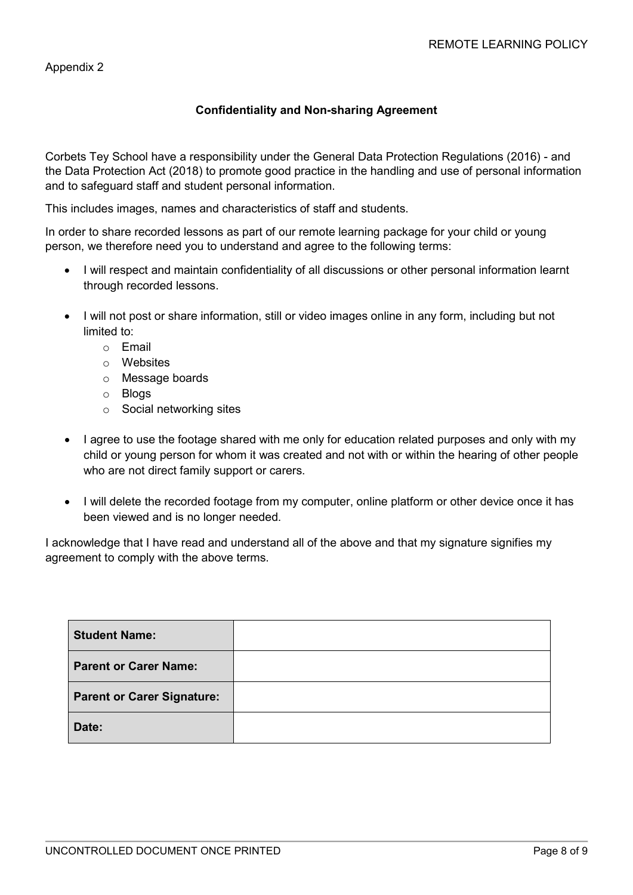Appendix 2

**Confidentiality and Non-sharing Agreement**

Corbets Tey School have a responsibility under the General Data Protection Regulations (2016) - and the Data Protection Act (2018) to promote good practice in the handling and use of personal information and to safeguard staff and student personal information.

This includes images, names and characteristics of staff and students.

In order to share recorded lessons as part of our remote learning package for your child or young person, we therefore need you to understand and agree to the following terms:

- I will respect and maintain confidentiality of all discussions or other personal information learnt through recorded lessons.
- I will not post or share information, still or video images online in any form, including but not limited to:
  - Email
  - Websites
  - Message boards
  - Blogs
  - Social networking sites
- I agree to use the footage shared with me only for education related purposes and only with my child or young person for whom it was created and not with or within the hearing of other people who are not direct family support or carers.
- I will delete the recorded footage from my computer, online platform or other device once it has been viewed and is no longer needed.

I acknowledge that I have read and understand all of the above and that my signature signifies my agreement to comply with the above terms.

| **Student Name:** | |
|---|---|
| **Parent or Carer Name:** | |
| **Parent or Carer Signature:** | |
| **Date:** | |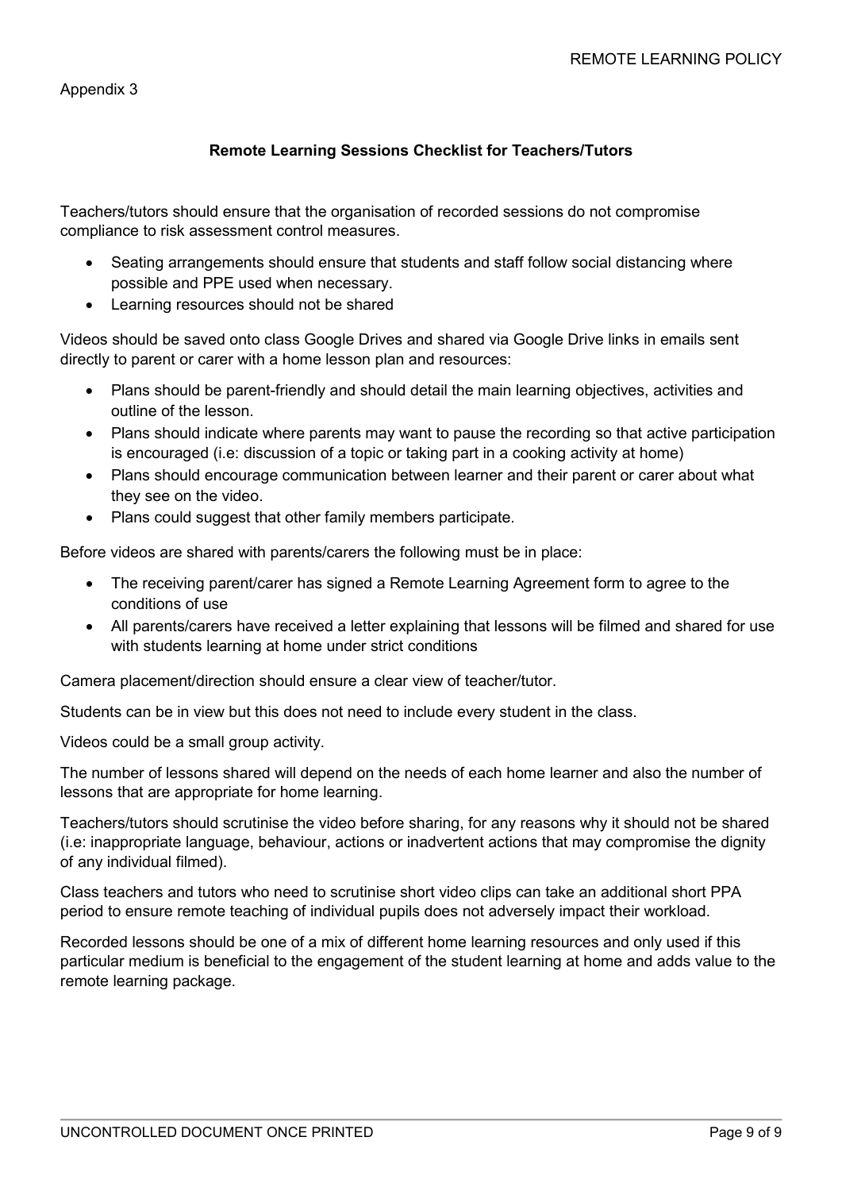Appendix 3

## Remote Learning Sessions Checklist for Teachers/Tutors

Teachers/tutors should ensure that the organisation of recorded sessions do not compromise compliance to risk assessment control measures.

- Seating arrangements should ensure that students and staff follow social distancing where possible and PPE used when necessary.
- Learning resources should not be shared

Videos should be saved onto class Google Drives and shared via Google Drive links in emails sent directly to parent or carer with a home lesson plan and resources:

- Plans should be parent-friendly and should detail the main learning objectives, activities and outline of the lesson.
- Plans should indicate where parents may want to pause the recording so that active participation is encouraged (i.e: discussion of a topic or taking part in a cooking activity at home)
- Plans should encourage communication between learner and their parent or carer about what they see on the video.
- Plans could suggest that other family members participate.

Before videos are shared with parents/carers the following must be in place:

- The receiving parent/carer has signed a Remote Learning Agreement form to agree to the conditions of use
- All parents/carers have received a letter explaining that lessons will be filmed and shared for use with students learning at home under strict conditions

Camera placement/direction should ensure a clear view of teacher/tutor.

Students can be in view but this does not need to include every student in the class.

Videos could be a small group activity.

The number of lessons shared will depend on the needs of each home learner and also the number of lessons that are appropriate for home learning.

Teachers/tutors should scrutinise the video before sharing, for any reasons why it should not be shared (i.e: inappropriate language, behaviour, actions or inadvertent actions that may compromise the dignity of any individual filmed).

Class teachers and tutors who need to scrutinise short video clips can take an additional short PPA period to ensure remote teaching of individual pupils does not adversely impact their workload.

Recorded lessons should be one of a mix of different home learning resources and only used if this particular medium is beneficial to the engagement of the student learning at home and adds value to the remote learning package.